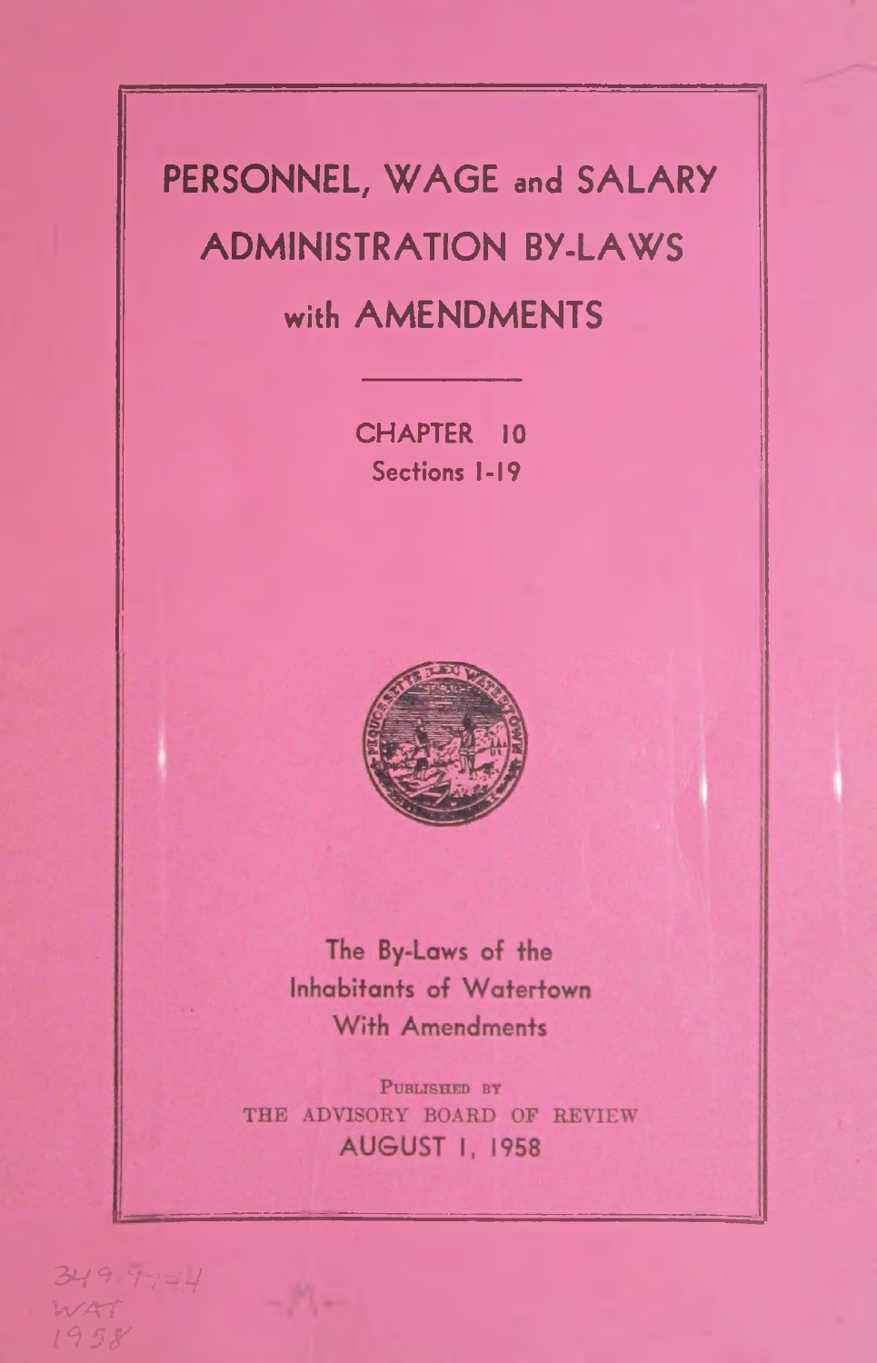# PERSONNEL, WAGE and SALARY ADMINISTRATION BY-LAWS with AMENDMENTS

CHAPTER 10

Sections 1-19

The By-Laws of the Inhabitants of Watertown With Amendments

PUBLISHED BY

THE ADVISORY BOARD OF REVIEW

AUGUST 1, 1958

349.744
WAT
1958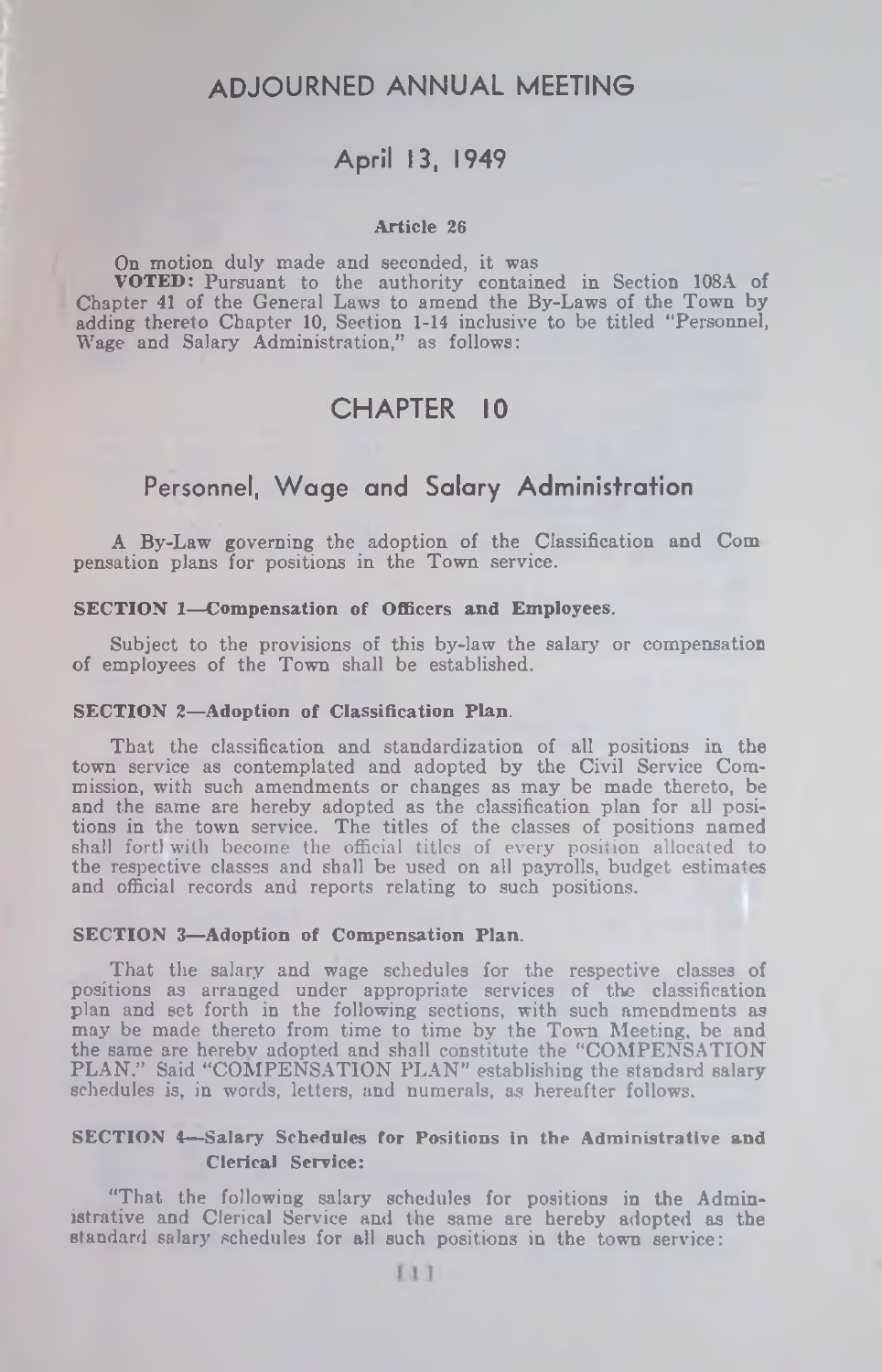# ADJOURNED ANNUAL MEETING

## April 13, 1949

### Article 26

On motion duly made and seconded, it was

**VOTED:** Pursuant to the authority contained in Section 108A of Chapter 41 of the General Laws to amend the By-Laws of the Town by adding thereto Chapter 10, Section 1-14 inclusive to be titled "Personnel, Wage and Salary Administration," as follows:

## CHAPTER 10

## Personnel, Wage and Salary Administration

A By-Law governing the adoption of the Classification and Compensation plans for positions in the Town service.

**SECTION 1—Compensation of Officers and Employees.**

Subject to the provisions of this by-law the salary or compensation of employees of the Town shall be established.

**SECTION 2—Adoption of Classification Plan.**

That the classification and standardization of all positions in the town service as contemplated and adopted by the Civil Service Commission, with such amendments or changes as may be made thereto, be and the same are hereby adopted as the classification plan for all positions in the town service. The titles of the classes of positions named shall forthwith become the official titles of every position allocated to the respective classes and shall be used on all payrolls, budget estimates and official records and reports relating to such positions.

**SECTION 3—Adoption of Compensation Plan.**

That the salary and wage schedules for the respective classes of positions as arranged under appropriate services of the classification plan and set forth in the following sections, with such amendments as may be made thereto from time to time by the Town Meeting, be and the same are hereby adopted and shall constitute the "COMPENSATION PLAN." Said "COMPENSATION PLAN" establishing the standard salary schedules is, in words, letters, and numerals, as hereafter follows.

**SECTION 4—Salary Schedules for Positions in the Administrative and Clerical Service:**

"That the following salary schedules for positions in the Administrative and Clerical Service and the same are hereby adopted as the standard salary schedules for all such positions in the town service: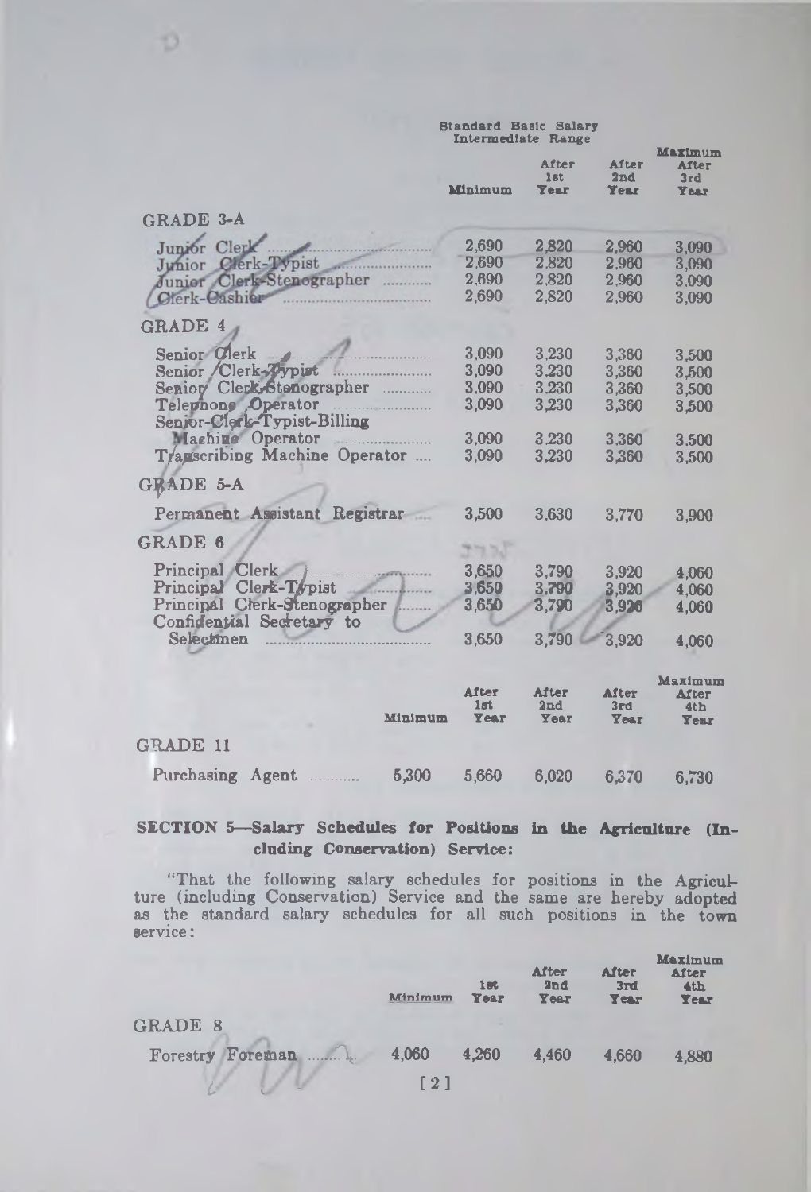| | Standard Basic Salary Intermediate Range | | | |
|---|---|---|---|---|
| | Minimum | After 1st Year | After 2nd Year | Maximum After 3rd Year |
| **GRADE 3-A** | | | | |
| Junior Clerk | 2,690 | 2,820 | 2,960 | 3,090 |
| Junior Clerk-Typist | 2,690 | 2,820 | 2,960 | 3,090 |
| Junior Clerk-Stenographer | 2,690 | 2,820 | 2,960 | 3,090 |
| Clerk-Cashier | 2,690 | 2,820 | 2,960 | 3,090 |
| **GRADE 4** | | | | |
| Senior Clerk | 3,090 | 3,230 | 3,360 | 3,500 |
| Senior Clerk-Typist | 3,090 | 3,230 | 3,360 | 3,500 |
| Senior Clerk-Stenographer | 3,090 | 3,230 | 3,360 | 3,500 |
| Telephone Operator | 3,090 | 3,230 | 3,360 | 3,500 |
| Senior-Clerk-Typist-Billing Machine Operator | 3,090 | 3,230 | 3,360 | 3,500 |
| Transcribing Machine Operator | 3,090 | 3,230 | 3,360 | 3,500 |
| **GRADE 5-A** | | | | |
| Permanent Assistant Registrar | 3,500 | 3,630 | 3,770 | 3,900 |
| **GRADE 6** | | | | |
| Principal Clerk | 3,650 | 3,790 | 3,920 | 4,060 |
| Principal Clerk-Typist | 3,650 | 3,790 | 3,920 | 4,060 |
| Principal Clerk-Stenographer | 3,650 | 3,790 | 3,920 | 4,060 |
| Confidential Secretary to Selectmen | 3,650 | 3,790 | 3,920 | 4,060 |

| | Minimum | After 1st Year | After 2nd Year | After 3rd Year | Maximum After 4th Year |
|---|---|---|---|---|---|
| **GRADE 11** | | | | | |
| Purchasing Agent | 5,300 | 5,660 | 6,020 | 6,370 | 6,730 |

**SECTION 5—Salary Schedules for Positions in the Agriculture (Including Conservation) Service:**

"That the following salary schedules for positions in the Agriculture (including Conservation) Service and the same are hereby adopted as the standard salary schedules for all such positions in the town service:

| | Minimum | 1st Year | After 2nd Year | After 3rd Year | Maximum After 4th Year |
|---|---|---|---|---|---|
| **GRADE 8** | | | | | |
| Forestry Foreman | 4,060 | 4,260 | 4,460 | 4,660 | 4,880 |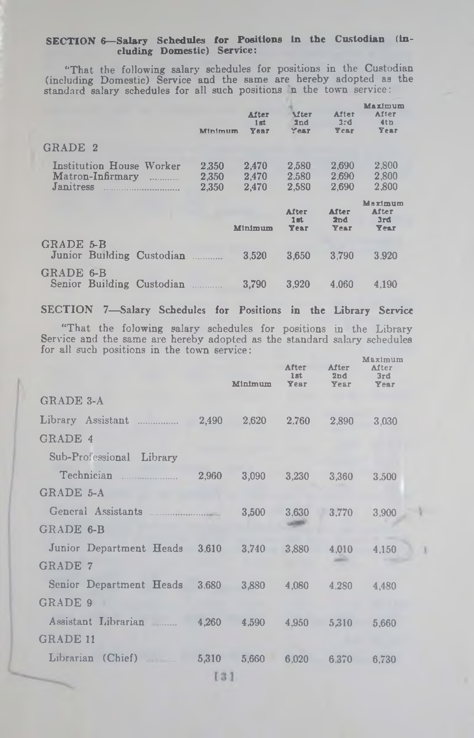### SECTION 6—Salary Schedules for Positions in the Custodian (including Domestic) Service:

"That the following salary schedules for positions in the Custodian (including Domestic) Service and the same are hereby adopted as the standard salary schedules for all such positions in the town service:

| | Minimum | After 1st Year | After 2nd Year | After 3rd Year | Maximum After 4th Year |
|---|---|---|---|---|---|
| GRADE 2 | | | | | |
| Institution House Worker | 2,350 | 2,470 | 2,580 | 2,690 | 2,800 |
| Matron-Infirmary | 2,350 | 2,470 | 2,580 | 2,690 | 2,800 |
| Janitress | 2,350 | 2,470 | 2,580 | 2,690 | 2,800 |

| | Minimum | After 1st Year | After 2nd Year | Maximum After 3rd Year |
|---|---|---|---|---|
| GRADE 5-B<br>Junior Building Custodian | 3,520 | 3,650 | 3,790 | 3,920 |
| GRADE 6-B<br>Senior Building Custodian | 3,790 | 3,920 | 4,060 | 4,190 |

### SECTION 7—Salary Schedules for Positions in the Library Service

"That the folowing salary schedules for positions in the Library Service and the same are hereby adopted as the standard salary schedules for all such positions in the town service:

| | | Minimum | After 1st Year | After 2nd Year | Maximum After 3rd Year |
|---|---|---|---|---|---|
| GRADE 3-A | | | | | |
| Library Assistant | 2,490 | 2,620 | 2,760 | 2,890 | 3,030 |
| GRADE 4 | | | | | |
| Sub-Professional Library Technician | 2,960 | 3,090 | 3,230 | 3,360 | 3,500 |
| GRADE 5-A | | | | | |
| General Assistants | | 3,500 | 3,630 | 3,770 | 3,900 |
| GRADE 6-B | | | | | |
| Junior Department Heads | 3,610 | 3,740 | 3,880 | 4,010 | 4,150 |
| GRADE 7 | | | | | |
| Senior Department Heads | 3,680 | 3,880 | 4,080 | 4,280 | 4,480 |
| GRADE 9 | | | | | |
| Assistant Librarian | 4,260 | 4,590 | 4,950 | 5,310 | 5,660 |
| GRADE 11 | | | | | |
| Librarian (Chief) | 5,310 | 5,660 | 6,020 | 6,370 | 6,730 |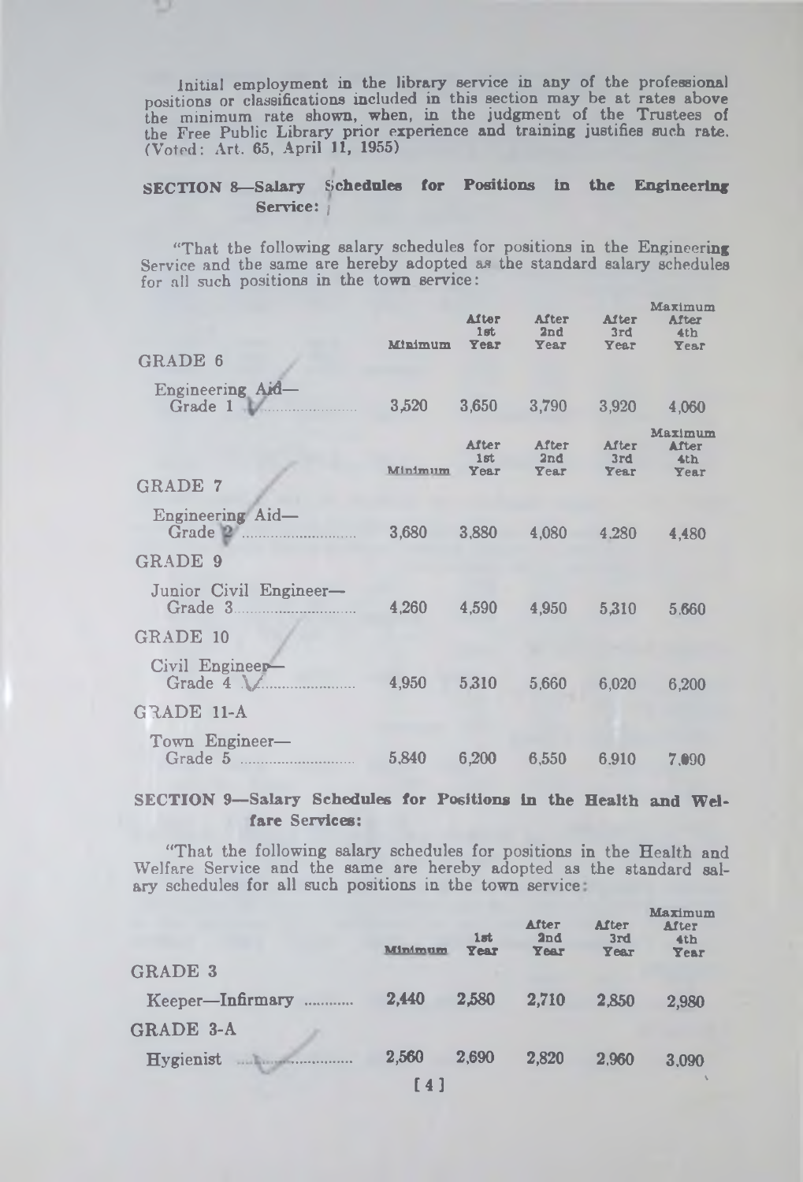Initial employment in the library service in any of the professional positions or classifications included in this section may be at rates above the minimum rate shown, when, in the judgment of the Trustees of the Free Public Library prior experience and training justifies such rate. (Voted: Art. 65, April 11, 1955)

## SECTION 8—Salary Schedules for Positions in the Engineering Service:

"That the following salary schedules for positions in the Engineering Service and the same are hereby adopted as the standard salary schedules for all such positions in the town service:

| | Minimum | After 1st Year | After 2nd Year | After 3rd Year | Maximum After 4th Year |
|---|---|---|---|---|---|
| **GRADE 6** | | | | | |
| Engineering Aid—Grade 1 | 3,520 | 3,650 | 3,790 | 3,920 | 4,060 |

| | Minimum | After 1st Year | After 2nd Year | After 3rd Year | Maximum After 4th Year |
|---|---|---|---|---|---|
| **GRADE 7** | | | | | |
| Engineering Aid—Grade 2 | 3,680 | 3,880 | 4,080 | 4,280 | 4,480 |
| **GRADE 9** | | | | | |
| Junior Civil Engineer—Grade 3 | 4,260 | 4,590 | 4,950 | 5,310 | 5,660 |
| **GRADE 10** | | | | | |
| Civil Engineer—Grade 4 | 4,950 | 5,310 | 5,660 | 6,020 | 6,200 |
| **GRADE 11-A** | | | | | |
| Town Engineer—Grade 5 | 5,840 | 6,200 | 6,550 | 6,910 | 7,090 |

## SECTION 9—Salary Schedules for Positions in the Health and Welfare Services:

"That the following salary schedules for positions in the Health and Welfare Service and the same are hereby adopted as the standard salary schedules for all such positions in the town service:

| | Minimum | 1st Year | After 2nd Year | After 3rd Year | Maximum After 4th Year |
|---|---|---|---|---|---|
| **GRADE 3** | | | | | |
| Keeper—Infirmary | 2,440 | 2,580 | 2,710 | 2,850 | 2,980 |
| **GRADE 3-A** | | | | | |
| Hygienist | 2,560 | 2,690 | 2,820 | 2,960 | 3,090 |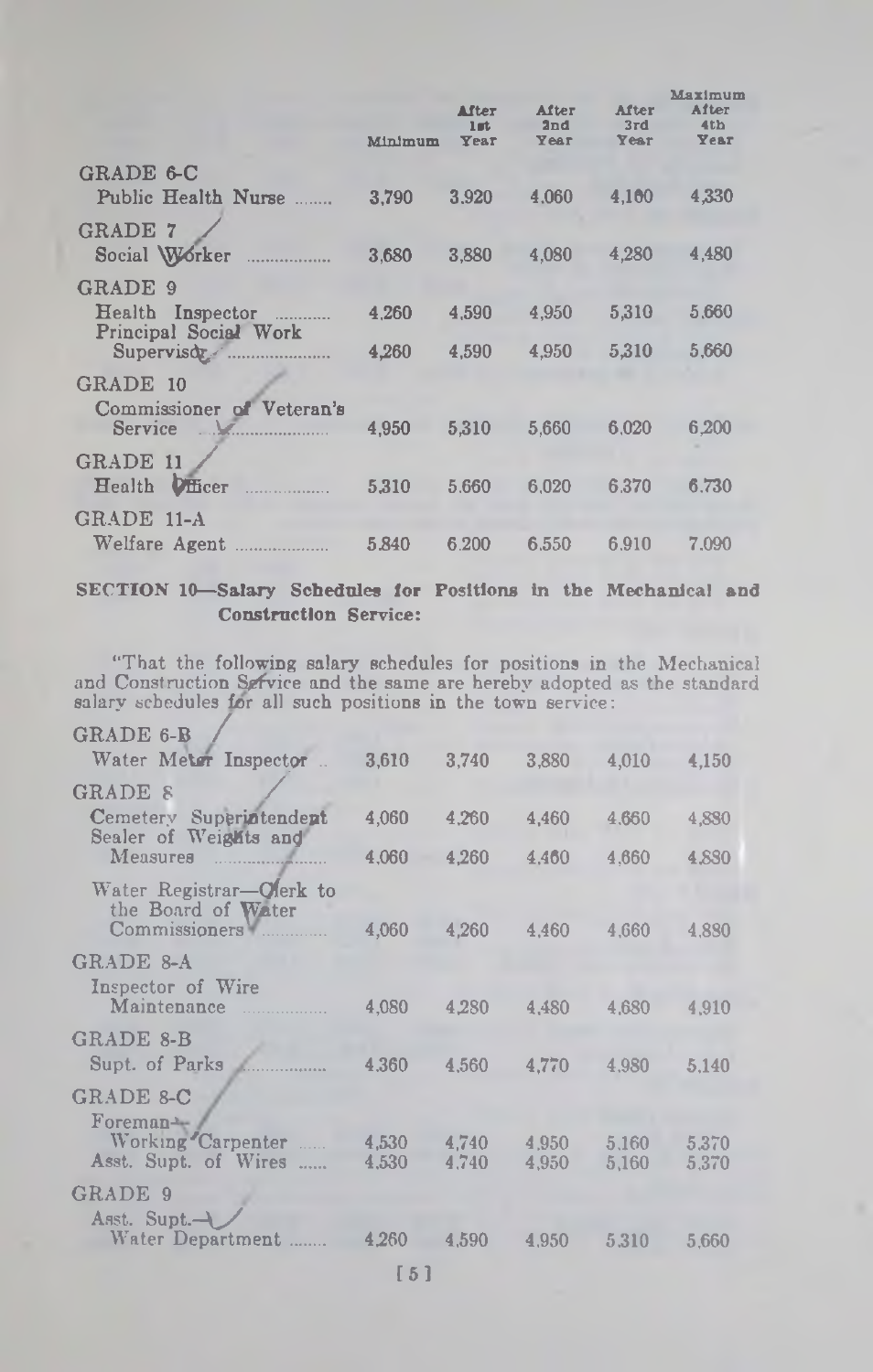| | Minimum | After 1st Year | After 2nd Year | After 3rd Year | Maximum After 4th Year |
|---|---|---|---|---|---|
| **GRADE 6-C** | | | | | |
| Public Health Nurse | 3,790 | 3,920 | 4,060 | 4,160 | 4,330 |
| **GRADE 7** | | | | | |
| Social Worker | 3,680 | 3,880 | 4,080 | 4,280 | 4,480 |
| **GRADE 9** | | | | | |
| Health Inspector | 4,260 | 4,590 | 4,950 | 5,310 | 5,660 |
| Principal Social Work Supervisor | 4,260 | 4,590 | 4,950 | 5,310 | 5,660 |
| **GRADE 10** | | | | | |
| Commissioner of Veteran's Service | 4,950 | 5,310 | 5,660 | 6,020 | 6,200 |
| **GRADE 11** | | | | | |
| Health Officer | 5,310 | 5,660 | 6,020 | 6,370 | 6,730 |
| **GRADE 11-A** | | | | | |
| Welfare Agent | 5,840 | 6,200 | 6,550 | 6,910 | 7,090 |

**SECTION 10—Salary Schedules for Positions in the Mechanical and Construction Service:**

"That the following salary schedules for positions in the Mechanical and Construction Service and the same are hereby adopted as the standard salary schedules for all such positions in the town service:

| | Minimum | After 1st Year | After 2nd Year | After 3rd Year | Maximum After 4th Year |
|---|---|---|---|---|---|
| **GRADE 6-B** | | | | | |
| Water Meter Inspector | 3,610 | 3,740 | 3,880 | 4,010 | 4,150 |
| **GRADE 8** | | | | | |
| Cemetery Superintendent | 4,060 | 4,260 | 4,460 | 4,660 | 4,880 |
| Sealer of Weights and Measures | 4,060 | 4,260 | 4,460 | 4,660 | 4,880 |
| Water Registrar—Clerk to the Board of Water Commissioners | 4,060 | 4,260 | 4,460 | 4,660 | 4,880 |
| **GRADE 8-A** | | | | | |
| Inspector of Wire Maintenance | 4,080 | 4,280 | 4,480 | 4,680 | 4,910 |
| **GRADE 8-B** | | | | | |
| Supt. of Parks | 4,360 | 4,560 | 4,770 | 4,980 | 5,140 |
| **GRADE 8-C** | | | | | |
| Foreman—Working Carpenter | 4,530 | 4,740 | 4,950 | 5,160 | 5,370 |
| Asst. Supt. of Wires | 4,530 | 4,740 | 4,950 | 5,160 | 5,370 |
| **GRADE 9** | | | | | |
| Asst. Supt.—Water Department | 4,260 | 4,590 | 4,950 | 5,310 | 5,660 |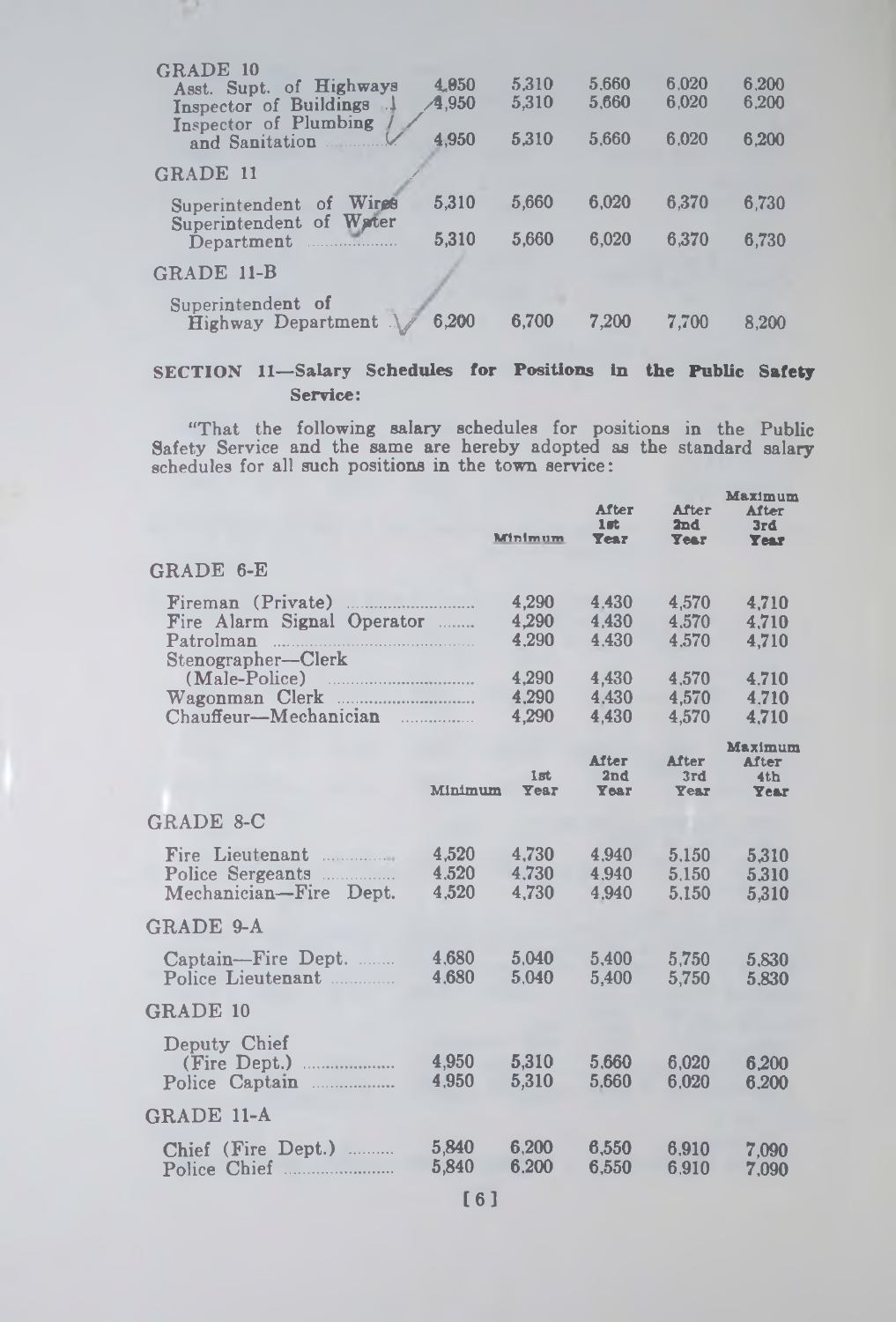| | | | | | |
|---|---|---|---|---|---|
| **GRADE 10** | | | | | |
| Asst. Supt. of Highways | 4,850 | 5,310 | 5,660 | 6,020 | 6,200 |
| Inspector of Buildings | 4,950 | 5,310 | 5,660 | 6,020 | 6,200 |
| Inspector of Plumbing and Sanitation | 4,950 | 5,310 | 5,660 | 6,020 | 6,200 |
| **GRADE 11** | | | | | |
| Superintendent of Wires | 5,310 | 5,660 | 6,020 | 6,370 | 6,730 |
| Superintendent of Water Department | 5,310 | 5,660 | 6,020 | 6,370 | 6,730 |
| **GRADE 11-B** | | | | | |
| Superintendent of Highway Department | 6,200 | 6,700 | 7,200 | 7,700 | 8,200 |

**SECTION 11—Salary Schedules for Positions in the Public Safety Service:**

"That the following salary schedules for positions in the Public Safety Service and the same are hereby adopted as the standard salary schedules for all such positions in the town service:

| | Minimum | After 1st Year | After 2nd Year | Maximum After 3rd Year |
|---|---|---|---|---|
| **GRADE 6-E** | | | | |
| Fireman (Private) | 4,290 | 4,430 | 4,570 | 4,710 |
| Fire Alarm Signal Operator | 4,290 | 4,430 | 4,570 | 4,710 |
| Patrolman | 4,290 | 4,430 | 4,570 | 4,710 |
| Stenographer—Clerk (Male-Police) | 4,290 | 4,430 | 4,570 | 4,710 |
| Wagonman Clerk | 4,290 | 4,430 | 4,570 | 4,710 |
| Chauffeur—Mechanician | 4,290 | 4,430 | 4,570 | 4,710 |

| | Minimum | 1st Year | After 2nd Year | After 3rd Year | Maximum After 4th Year |
|---|---|---|---|---|---|
| **GRADE 8-C** | | | | | |
| Fire Lieutenant | 4,520 | 4,730 | 4,940 | 5,150 | 5,310 |
| Police Sergeants | 4,520 | 4,730 | 4,940 | 5,150 | 5,310 |
| Mechanician—Fire Dept. | 4,520 | 4,730 | 4,940 | 5,150 | 5,310 |
| **GRADE 9-A** | | | | | |
| Captain—Fire Dept. | 4,680 | 5,040 | 5,400 | 5,750 | 5,830 |
| Police Lieutenant | 4,680 | 5,040 | 5,400 | 5,750 | 5,830 |
| **GRADE 10** | | | | | |
| Deputy Chief (Fire Dept.) | 4,950 | 5,310 | 5,660 | 6,020 | 6,200 |
| Police Captain | 4,950 | 5,310 | 5,660 | 6,020 | 6,200 |
| **GRADE 11-A** | | | | | |
| Chief (Fire Dept.) | 5,840 | 6,200 | 6,550 | 6,910 | 7,090 |
| Police Chief | 5,840 | 6,200 | 6,550 | 6,910 | 7,090 |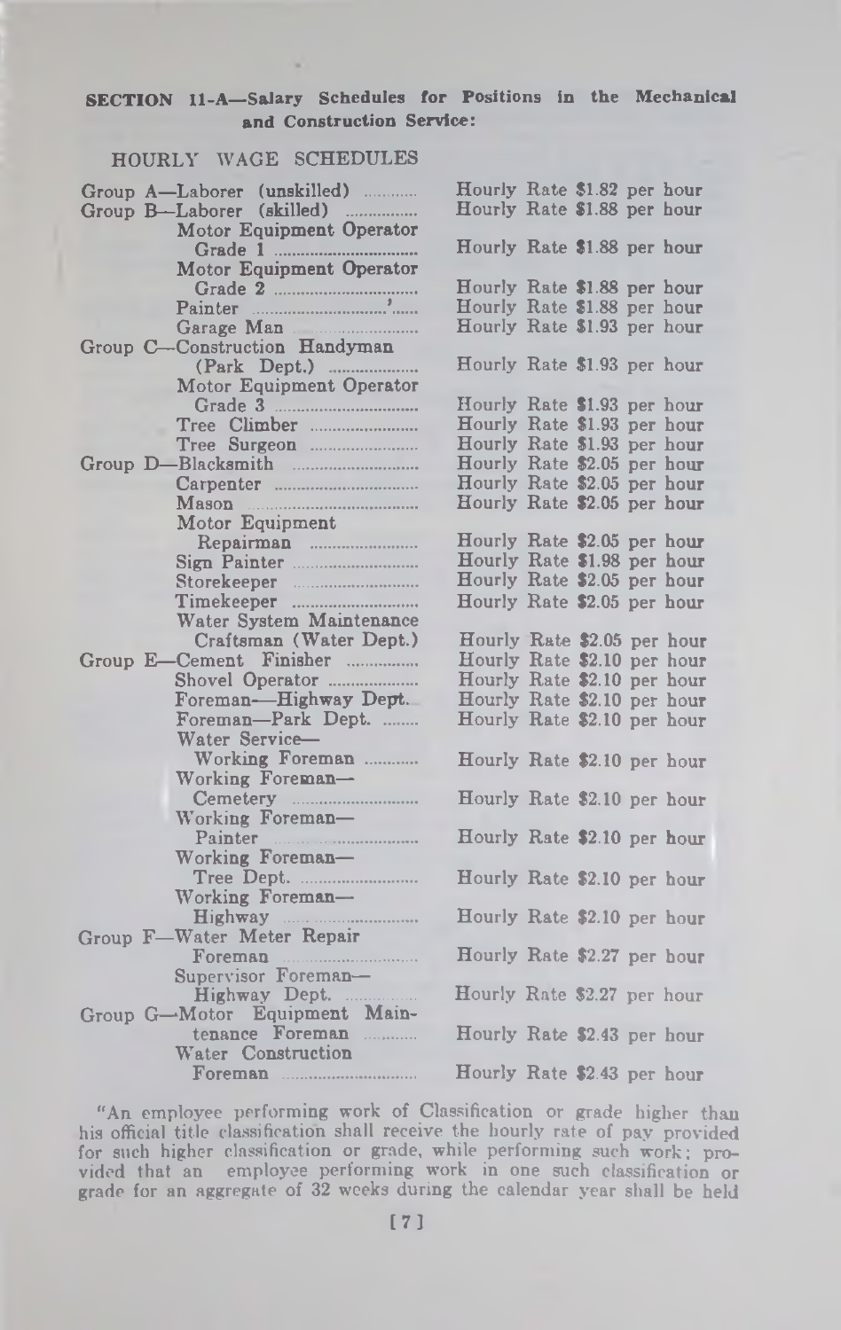**SECTION 11-A—Salary Schedules for Positions in the Mechanical and Construction Service:**

HOURLY WAGE SCHEDULES

| Classification | Rate |
|---|---|
| Group A—Laborer (unskilled) | Hourly Rate $1.82 per hour |
| Group B—Laborer (skilled) | Hourly Rate $1.88 per hour |
| Motor Equipment Operator Grade 1 | Hourly Rate $1.88 per hour |
| Motor Equipment Operator Grade 2 | Hourly Rate $1.88 per hour |
| Painter | Hourly Rate $1.88 per hour |
| Garage Man | Hourly Rate $1.93 per hour |
| Group C—Construction Handyman (Park Dept.) | Hourly Rate $1.93 per hour |
| Motor Equipment Operator Grade 3 | Hourly Rate $1.93 per hour |
| Tree Climber | Hourly Rate $1.93 per hour |
| Tree Surgeon | Hourly Rate $1.93 per hour |
| Group D—Blacksmith | Hourly Rate $2.05 per hour |
| Carpenter | Hourly Rate $2.05 per hour |
| Mason | Hourly Rate $2.05 per hour |
| Motor Equipment Repairman | Hourly Rate $2.05 per hour |
| Sign Painter | Hourly Rate $1.98 per hour |
| Storekeeper | Hourly Rate $2.05 per hour |
| Timekeeper | Hourly Rate $2.05 per hour |
| Water System Maintenance Craftsman (Water Dept.) | Hourly Rate $2.05 per hour |
| Group E—Cement Finisher | Hourly Rate $2.10 per hour |
| Shovel Operator | Hourly Rate $2.10 per hour |
| Foreman—Highway Dept. | Hourly Rate $2.10 per hour |
| Foreman—Park Dept. | Hourly Rate $2.10 per hour |
| Water Service—Working Foreman | Hourly Rate $2.10 per hour |
| Working Foreman—Cemetery | Hourly Rate $2.10 per hour |
| Working Foreman—Painter | Hourly Rate $2.10 per hour |
| Working Foreman—Tree Dept. | Hourly Rate $2.10 per hour |
| Working Foreman—Highway | Hourly Rate $2.10 per hour |
| Group F—Water Meter Repair Foreman | Hourly Rate $2.27 per hour |
| Supervisor Foreman—Highway Dept. | Hourly Rate $2.27 per hour |
| Group G—Motor Equipment Maintenance Foreman | Hourly Rate $2.43 per hour |
| Water Construction Foreman | Hourly Rate $2.43 per hour |

"An employee performing work of Classification or grade higher than his official title classification shall receive the hourly rate of pay provided for such higher classification or grade, while performing such work; provided that an employee performing work in one such classification or grade for an aggregate of 32 weeks during the calendar year shall be held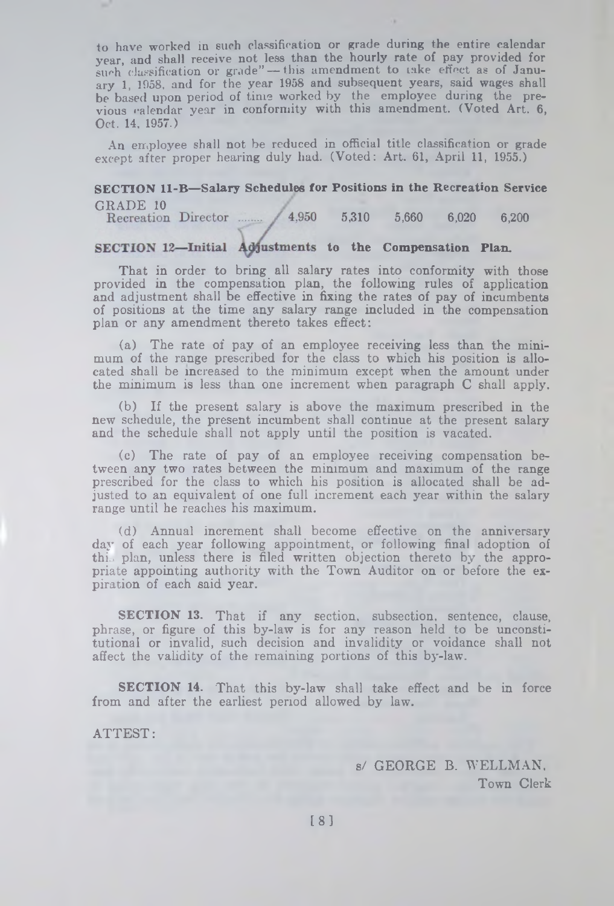to have worked in such classification or grade during the entire calendar year, and shall receive not less than the hourly rate of pay provided for such classification or grade" — this amendment to take effect as of January 1, 1958, and for the year 1958 and subsequent years, said wages shall be based upon period of time worked by the employee during the previous calendar year in conformity with this amendment. (Voted Art. 6, Oct. 14, 1957.)

An employee shall not be reduced in official title classification or grade except after proper hearing duly had. (Voted: Art. 61, April 11, 1955.)

**SECTION 11-B—Salary Schedules for Positions in the Recreation Service**

| GRADE 10 | | | | | |
|---|---|---|---|---|---|
| Recreation Director ........ | 4,950 | 5,310 | 5,660 | 6,020 | 6,200 |

**SECTION 12—Initial Adjustments to the Compensation Plan.**

That in order to bring all salary rates into conformity with those provided in the compensation plan, the following rules of application and adjustment shall be effective in fixing the rates of pay of incumbents of positions at the time any salary range included in the compensation plan or any amendment thereto takes effect:

(a) The rate of pay of an employee receiving less than the minimum of the range prescribed for the class to which his position is allocated shall be increased to the minimum except when the amount under the minimum is less than one increment when paragraph C shall apply.

(b) If the present salary is above the maximum prescribed in the new schedule, the present incumbent shall continue at the present salary and the schedule shall not apply until the position is vacated.

(c) The rate of pay of an employee receiving compensation between any two rates between the minimum and maximum of the range prescribed for the class to which his position is allocated shall be adjusted to an equivalent of one full increment each year within the salary range until he reaches his maximum.

(d) Annual increment shall become effective on the anniversary day of each year following appointment, or following final adoption of this plan, unless there is filed written objection thereto by the appropriate appointing authority with the Town Auditor on or before the expiration of each said year.

**SECTION 13.** That if any section, subsection, sentence, clause, phrase, or figure of this by-law is for any reason held to be unconstitutional or invalid, such decision and invalidity or voidance shall not affect the validity of the remaining portions of this by-law.

**SECTION 14.** That this by-law shall take effect and be in force from and after the earliest period allowed by law.

ATTEST:

s/ GEORGE B. WELLMAN,
Town Clerk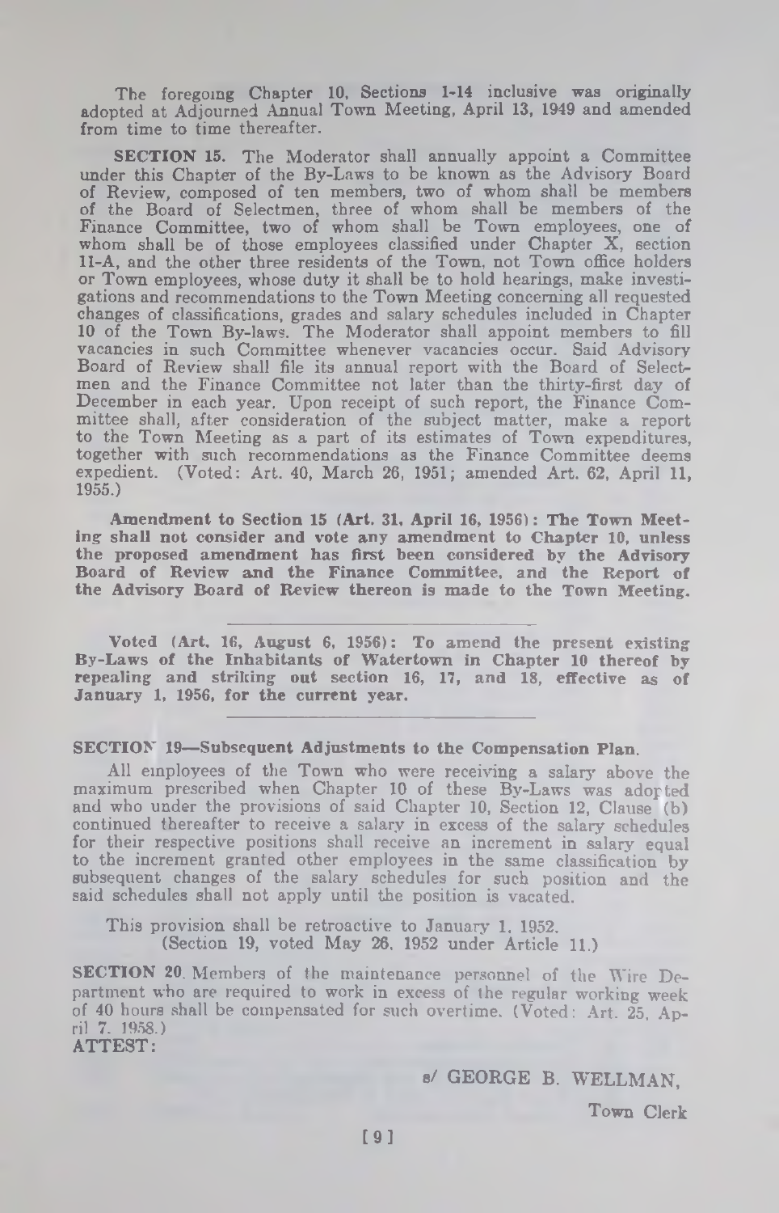The foregoing Chapter 10, Sections 1-14 inclusive was originally adopted at Adjourned Annual Town Meeting, April 13, 1949 and amended from time to time thereafter.

**SECTION 15.** The Moderator shall annually appoint a Committee under this Chapter of the By-Laws to be known as the Advisory Board of Review, composed of ten members, two of whom shall be members of the Board of Selectmen, three of whom shall be members of the Finance Committee, two of whom shall be Town employees, one of whom shall be of those employees classified under Chapter X, section 11-A, and the other three residents of the Town, not Town office holders or Town employees, whose duty it shall be to hold hearings, make investigations and recommendations to the Town Meeting concerning all requested changes of classifications, grades and salary schedules included in Chapter 10 of the Town By-laws. The Moderator shall appoint members to fill vacancies in such Committee whenever vacancies occur. Said Advisory Board of Review shall file its annual report with the Board of Selectmen and the Finance Committee not later than the thirty-first day of December in each year. Upon receipt of such report, the Finance Committee shall, after consideration of the subject matter, make a report to the Town Meeting as a part of its estimates of Town expenditures, together with such recommendations as the Finance Committee deems expedient. (Voted: Art. 40, March 26, 1951; amended Art. 62, April 11, 1955.)

**Amendment to Section 15 (Art. 31, April 16, 1956): The Town Meeting shall not consider and vote any amendment to Chapter 10, unless the proposed amendment has first been considered by the Advisory Board of Review and the Finance Committee, and the Report of the Advisory Board of Review thereon is made to the Town Meeting.**

---

**Voted (Art. 16, August 6, 1956): To amend the present existing By-Laws of the Inhabitants of Watertown in Chapter 10 thereof by repealing and striking out section 16, 17, and 18, effective as of January 1, 1956, for the current year.**

---

**SECTION 19—Subsequent Adjustments to the Compensation Plan.**

All employees of the Town who were receiving a salary above the maximum prescribed when Chapter 10 of these By-Laws was adopted and who under the provisions of said Chapter 10, Section 12, Clause (b) continued thereafter to receive a salary in excess of the salary schedules for their respective positions shall receive an increment in salary equal to the increment granted other employees in the same classification by subsequent changes of the salary schedules for such position and the said schedules shall not apply until the position is vacated.

This provision shall be retroactive to January 1, 1952.
(Section 19, voted May 26, 1952 under Article 11.)

**SECTION 20.** Members of the maintenance personnel of the Wire Department who are required to work in excess of the regular working week of 40 hours shall be compensated for such overtime. (Voted: Art. 25, April 7, 1958.)

**ATTEST:**

s/ GEORGE B. WELLMAN,

Town Clerk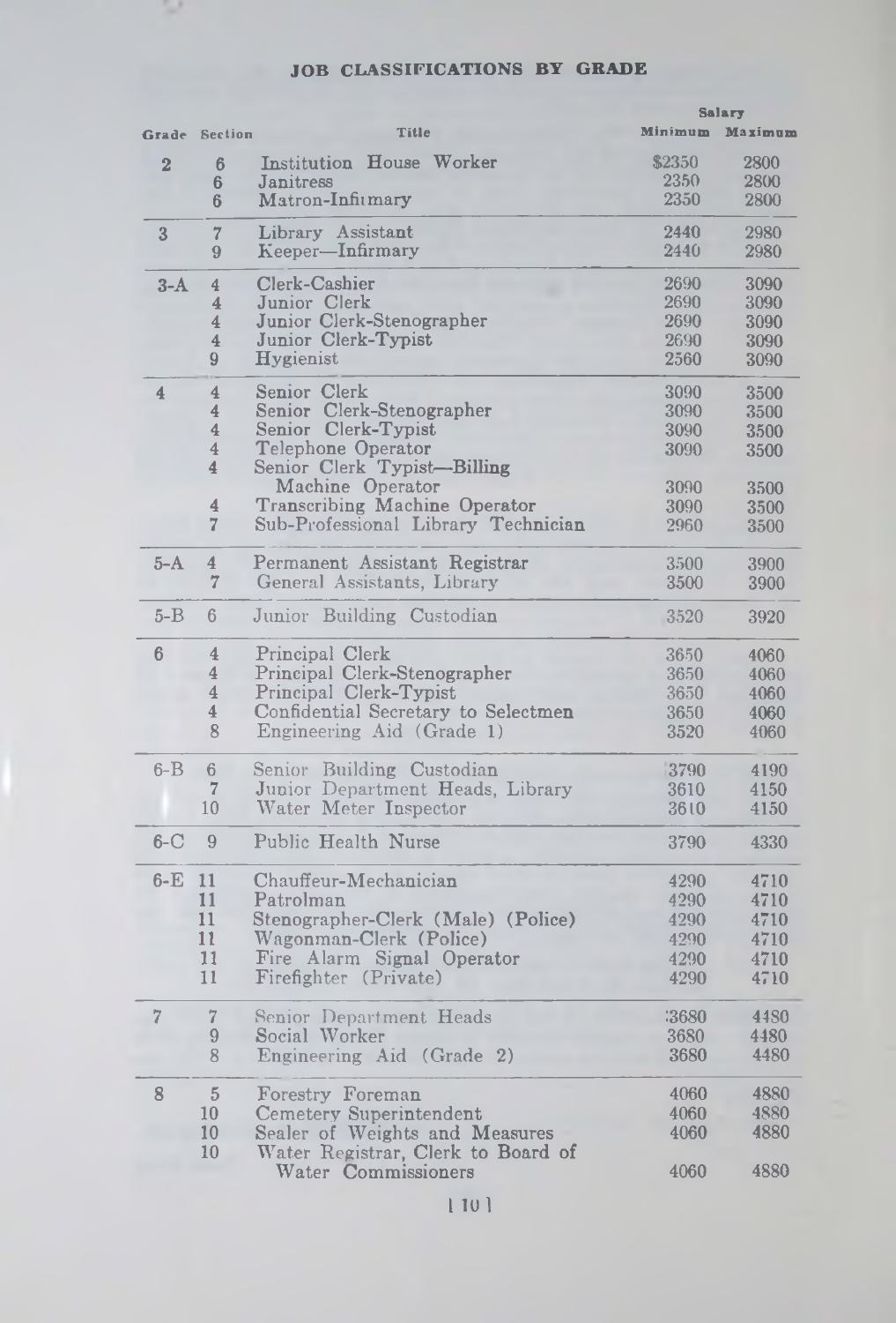## JOB CLASSIFICATIONS BY GRADE

| Grade | Section | Title | Salary Minimum | Salary Maximum |
|---|---|---|---|---|
| 2 | 6 | Institution House Worker | $2350 | 2800 |
| | 6 | Janitress | 2350 | 2800 |
| | 6 | Matron-Infirmary | 2350 | 2800 |
| 3 | 7 | Library Assistant | 2440 | 2980 |
| | 9 | Keeper—Infirmary | 2440 | 2980 |
| 3-A | 4 | Clerk-Cashier | 2690 | 3090 |
| | 4 | Junior Clerk | 2690 | 3090 |
| | 4 | Junior Clerk-Stenographer | 2690 | 3090 |
| | 4 | Junior Clerk-Typist | 2690 | 3090 |
| | 9 | Hygienist | 2560 | 3090 |
| 4 | 4 | Senior Clerk | 3090 | 3500 |
| | 4 | Senior Clerk-Stenographer | 3090 | 3500 |
| | 4 | Senior Clerk-Typist | 3090 | 3500 |
| | 4 | Telephone Operator | 3090 | 3500 |
| | 4 | Senior Clerk Typist—Billing Machine Operator | 3090 | 3500 |
| | 4 | Transcribing Machine Operator | 3090 | 3500 |
| | 7 | Sub-Professional Library Technician | 2960 | 3500 |
| 5-A | 4 | Permanent Assistant Registrar | 3500 | 3900 |
| | 7 | General Assistants, Library | 3500 | 3900 |
| 5-B | 6 | Junior Building Custodian | 3520 | 3920 |
| 6 | 4 | Principal Clerk | 3650 | 4060 |
| | 4 | Principal Clerk-Stenographer | 3650 | 4060 |
| | 4 | Principal Clerk-Typist | 3650 | 4060 |
| | 4 | Confidential Secretary to Selectmen | 3650 | 4060 |
| | 8 | Engineering Aid (Grade 1) | 3520 | 4060 |
| 6-B | 6 | Senior Building Custodian | 3790 | 4190 |
| | 7 | Junior Department Heads, Library | 3610 | 4150 |
| | 10 | Water Meter Inspector | 3610 | 4150 |
| 6-C | 9 | Public Health Nurse | 3790 | 4330 |
| 6-E | 11 | Chauffeur-Mechanician | 4290 | 4710 |
| | 11 | Patrolman | 4290 | 4710 |
| | 11 | Stenographer-Clerk (Male) (Police) | 4290 | 4710 |
| | 11 | Wagonman-Clerk (Police) | 4290 | 4710 |
| | 11 | Fire Alarm Signal Operator | 4290 | 4710 |
| | 11 | Firefighter (Private) | 4290 | 4710 |
| 7 | 7 | Senior Department Heads | 3680 | 4480 |
| | 9 | Social Worker | 3680 | 4480 |
| | 8 | Engineering Aid (Grade 2) | 3680 | 4480 |
| 8 | 5 | Forestry Foreman | 4060 | 4880 |
| | 10 | Cemetery Superintendent | 4060 | 4880 |
| | 10 | Sealer of Weights and Measures | 4060 | 4880 |
| | 10 | Water Registrar, Clerk to Board of Water Commissioners | 4060 | 4880 |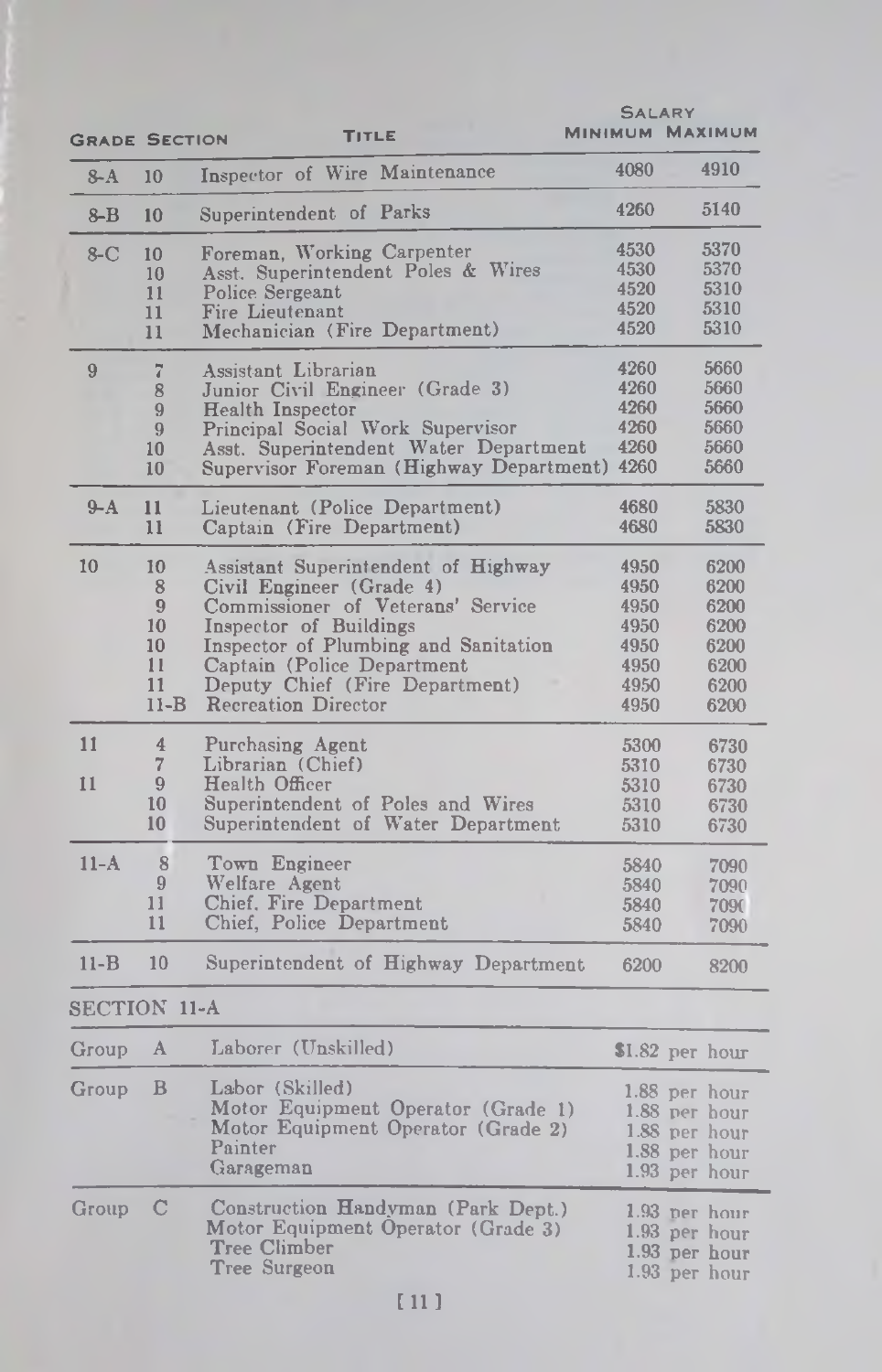| Grade | Section | Title | Salary Minimum | Salary Maximum |
|---|---|---|---|---|
| 8-A | 10 | Inspector of Wire Maintenance | 4080 | 4910 |
| 8-B | 10 | Superintendent of Parks | 4260 | 5140 |
| 8-C | 10 | Foreman, Working Carpenter | 4530 | 5370 |
| | 10 | Asst. Superintendent Poles & Wires | 4530 | 5370 |
| | 11 | Police Sergeant | 4520 | 5310 |
| | 11 | Fire Lieutenant | 4520 | 5310 |
| | 11 | Mechanician (Fire Department) | 4520 | 5310 |
| 9 | 7 | Assistant Librarian | 4260 | 5660 |
| | 8 | Junior Civil Engineer (Grade 3) | 4260 | 5660 |
| | 9 | Health Inspector | 4260 | 5660 |
| | 9 | Principal Social Work Supervisor | 4260 | 5660 |
| | 10 | Asst. Superintendent Water Department | 4260 | 5660 |
| | 10 | Supervisor Foreman (Highway Department) | 4260 | 5660 |
| 9-A | 11 | Lieutenant (Police Department) | 4680 | 5830 |
| | 11 | Captain (Fire Department) | 4680 | 5830 |
| 10 | 10 | Assistant Superintendent of Highway | 4950 | 6200 |
| | 8 | Civil Engineer (Grade 4) | 4950 | 6200 |
| | 9 | Commissioner of Veterans' Service | 4950 | 6200 |
| | 10 | Inspector of Buildings | 4950 | 6200 |
| | 10 | Inspector of Plumbing and Sanitation | 4950 | 6200 |
| | 11 | Captain (Police Department | 4950 | 6200 |
| | 11 | Deputy Chief (Fire Department) | 4950 | 6200 |
| | 11-B | Recreation Director | 4950 | 6200 |
| 11 | 4 | Purchasing Agent | 5300 | 6730 |
| | 7 | Librarian (Chief) | 5310 | 6730 |
| 11 | 9 | Health Officer | 5310 | 6730 |
| | 10 | Superintendent of Poles and Wires | 5310 | 6730 |
| | 10 | Superintendent of Water Department | 5310 | 6730 |
| 11-A | 8 | Town Engineer | 5840 | 7090 |
| | 9 | Welfare Agent | 5840 | 7090 |
| | 11 | Chief, Fire Department | 5840 | 7090 |
| | 11 | Chief, Police Department | 5840 | 7090 |
| 11-B | 10 | Superintendent of Highway Department | 6200 | 8200 |

SECTION 11-A

| Group | | Title | Rate |
|---|---|---|---|
| Group | A | Laborer (Unskilled) | $1.82 per hour |
| Group | B | Labor (Skilled) | 1.88 per hour |
| | | Motor Equipment Operator (Grade 1) | 1.88 per hour |
| | | Motor Equipment Operator (Grade 2) | 1.88 per hour |
| | | Painter | 1.88 per hour |
| | | Garageman | 1.93 per hour |
| Group | C | Construction Handyman (Park Dept.) | 1.93 per hour |
| | | Motor Equipment Operator (Grade 3) | 1.93 per hour |
| | | Tree Climber | 1.93 per hour |
| | | Tree Surgeon | 1.93 per hour |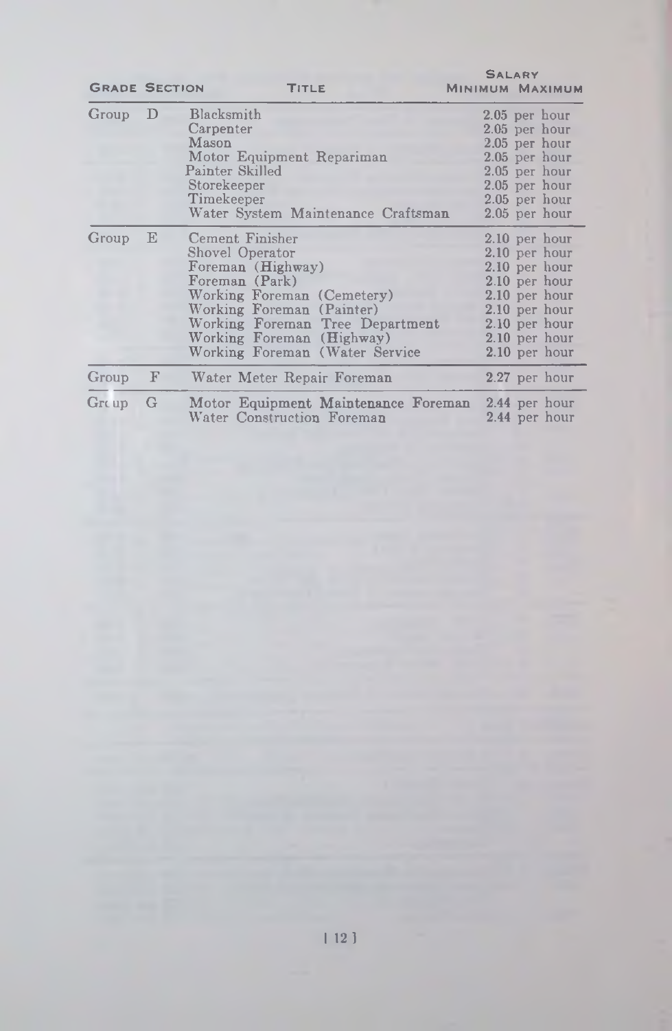| Grade | Section | Title | Salary Minimum | Salary Maximum |
| --- | --- | --- | --- | --- |
| Group | D | Blacksmith | 2.05 per hour | |
| | | Carpenter | 2.05 per hour | |
| | | Mason | 2.05 per hour | |
| | | Motor Equipment Repariman | 2.05 per hour | |
| | | Painter Skilled | 2.05 per hour | |
| | | Storekeeper | 2.05 per hour | |
| | | Timekeeper | 2.05 per hour | |
| | | Water System Maintenance Craftsman | 2.05 per hour | |
| Group | E | Cement Finisher | 2.10 per hour | |
| | | Shovel Operator | 2.10 per hour | |
| | | Foreman (Highway) | 2.10 per hour | |
| | | Foreman (Park) | 2.10 per hour | |
| | | Working Foreman (Cemetery) | 2.10 per hour | |
| | | Working Foreman (Painter) | 2.10 per hour | |
| | | Working Foreman Tree Department | 2.10 per hour | |
| | | Working Foreman (Highway) | 2.10 per hour | |
| | | Working Foreman (Water Service | 2.10 per hour | |
| Group | F | Water Meter Repair Foreman | 2.27 per hour | |
| Group | G | Motor Equipment Maintenance Foreman | 2.44 per hour | |
| | | Water Construction Foreman | 2.44 per hour | |